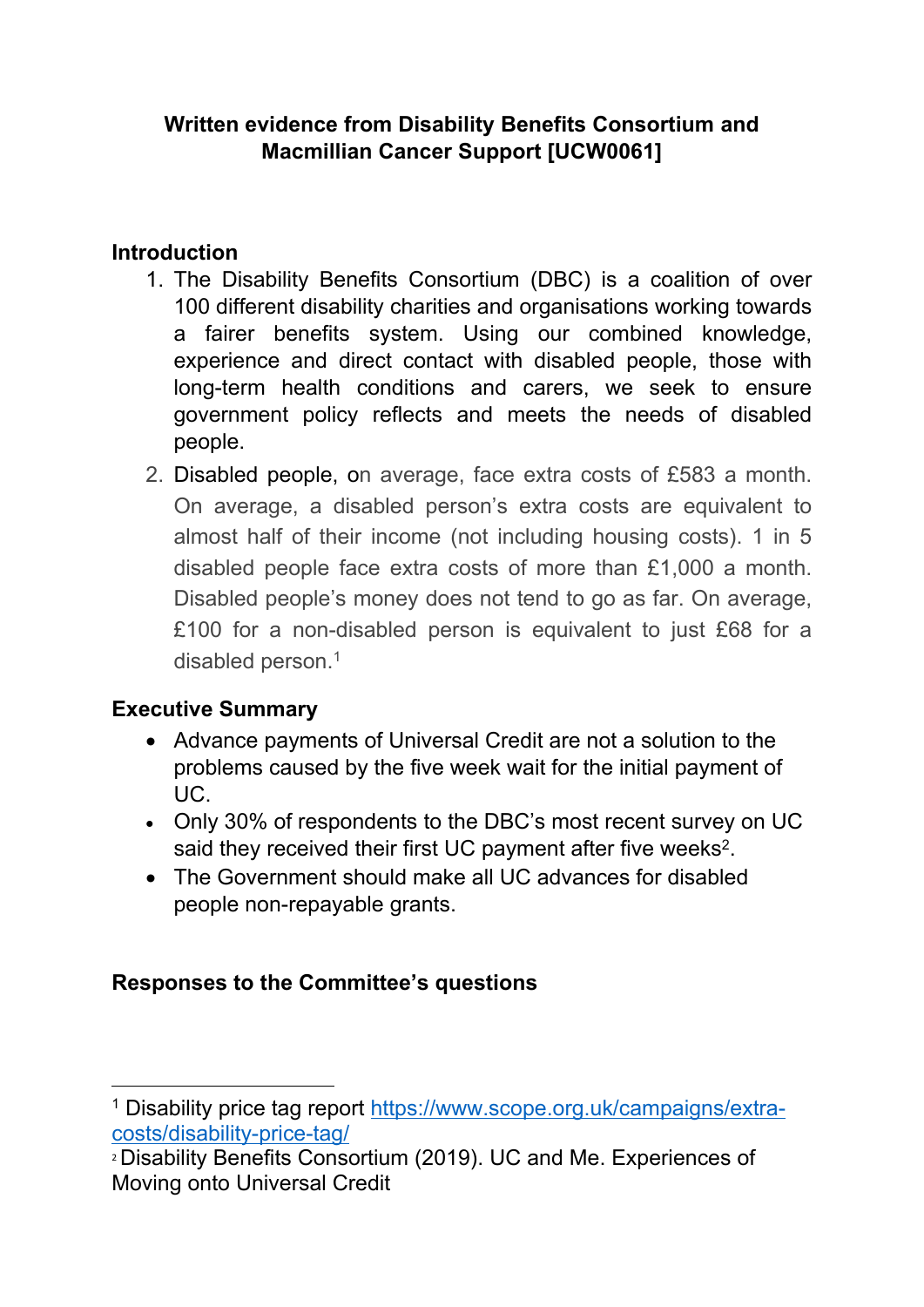**Written evidence from Disability Benefits Consortium and Macmillian Cancer Support [UCW0061]**

## Introduction

1. The Disability Benefits Consortium (DBC) is a coalition of over 100 different disability charities and organisations working towards a fairer benefits system. Using our combined knowledge, experience and direct contact with disabled people, those with long-term health conditions and carers, we seek to ensure government policy reflects and meets the needs of disabled people.
2. Disabled people, on average, face extra costs of £583 a month. On average, a disabled person's extra costs are equivalent to almost half of their income (not including housing costs). 1 in 5 disabled people face extra costs of more than £1,000 a month. Disabled people's money does not tend to go as far. On average, £100 for a non-disabled person is equivalent to just £68 for a disabled person.[1]

## Executive Summary

- Advance payments of Universal Credit are not a solution to the problems caused by the five week wait for the initial payment of UC.
- Only 30% of respondents to the DBC's most recent survey on UC said they received their first UC payment after five weeks[2].
- The Government should make all UC advances for disabled people non-repayable grants.

## Responses to the Committee's questions

---

[1] Disability price tag report https://www.scope.org.uk/campaigns/extra-costs/disability-price-tag/

[2] Disability Benefits Consortium (2019). UC and Me. Experiences of Moving onto Universal Credit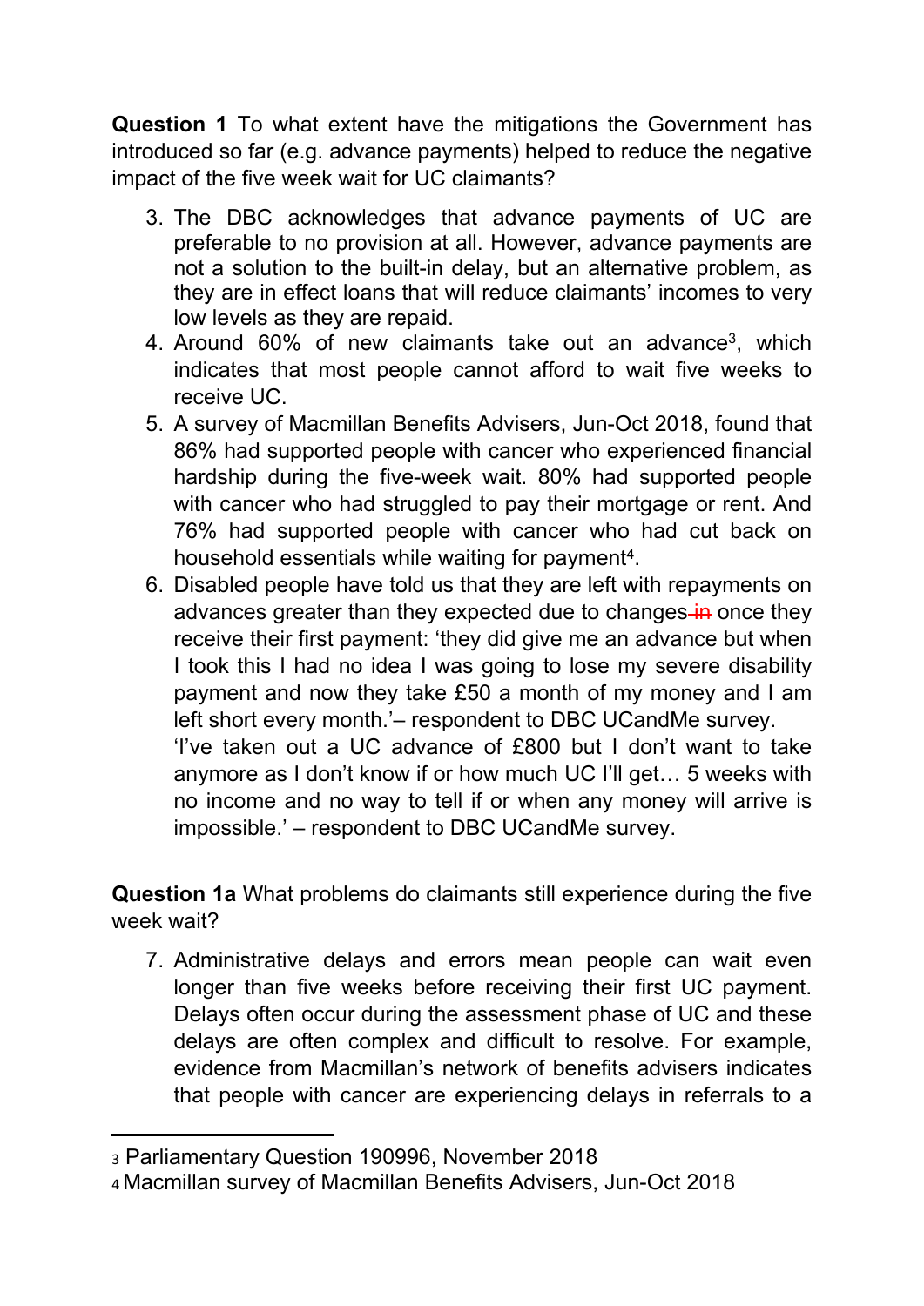**Question 1** To what extent have the mitigations the Government has introduced so far (e.g. advance payments) helped to reduce the negative impact of the five week wait for UC claimants?

3. The DBC acknowledges that advance payments of UC are preferable to no provision at all. However, advance payments are not a solution to the built-in delay, but an alternative problem, as they are in effect loans that will reduce claimants' incomes to very low levels as they are repaid.
4. Around 60% of new claimants take out an advance[3], which indicates that most people cannot afford to wait five weeks to receive UC.
5. A survey of Macmillan Benefits Advisers, Jun-Oct 2018, found that 86% had supported people with cancer who experienced financial hardship during the five-week wait. 80% had supported people with cancer who had struggled to pay their mortgage or rent. And 76% had supported people with cancer who had cut back on household essentials while waiting for payment[4].
6. Disabled people have told us that they are left with repayments on advances greater than they expected due to changes ~~in~~ once they receive their first payment: 'they did give me an advance but when I took this I had no idea I was going to lose my severe disability payment and now they take £50 a month of my money and I am left short every month.'– respondent to DBC UCandMe survey.

   'I've taken out a UC advance of £800 but I don't want to take anymore as I don't know if or how much UC I'll get… 5 weeks with no income and no way to tell if or when any money will arrive is impossible.' – respondent to DBC UCandMe survey.

**Question 1a** What problems do claimants still experience during the five week wait?

7. Administrative delays and errors mean people can wait even longer than five weeks before receiving their first UC payment. Delays often occur during the assessment phase of UC and these delays are often complex and difficult to resolve. For example, evidence from Macmillan's network of benefits advisers indicates that people with cancer are experiencing delays in referrals to a

---

[3] Parliamentary Question 190996, November 2018

[4] Macmillan survey of Macmillan Benefits Advisers, Jun-Oct 2018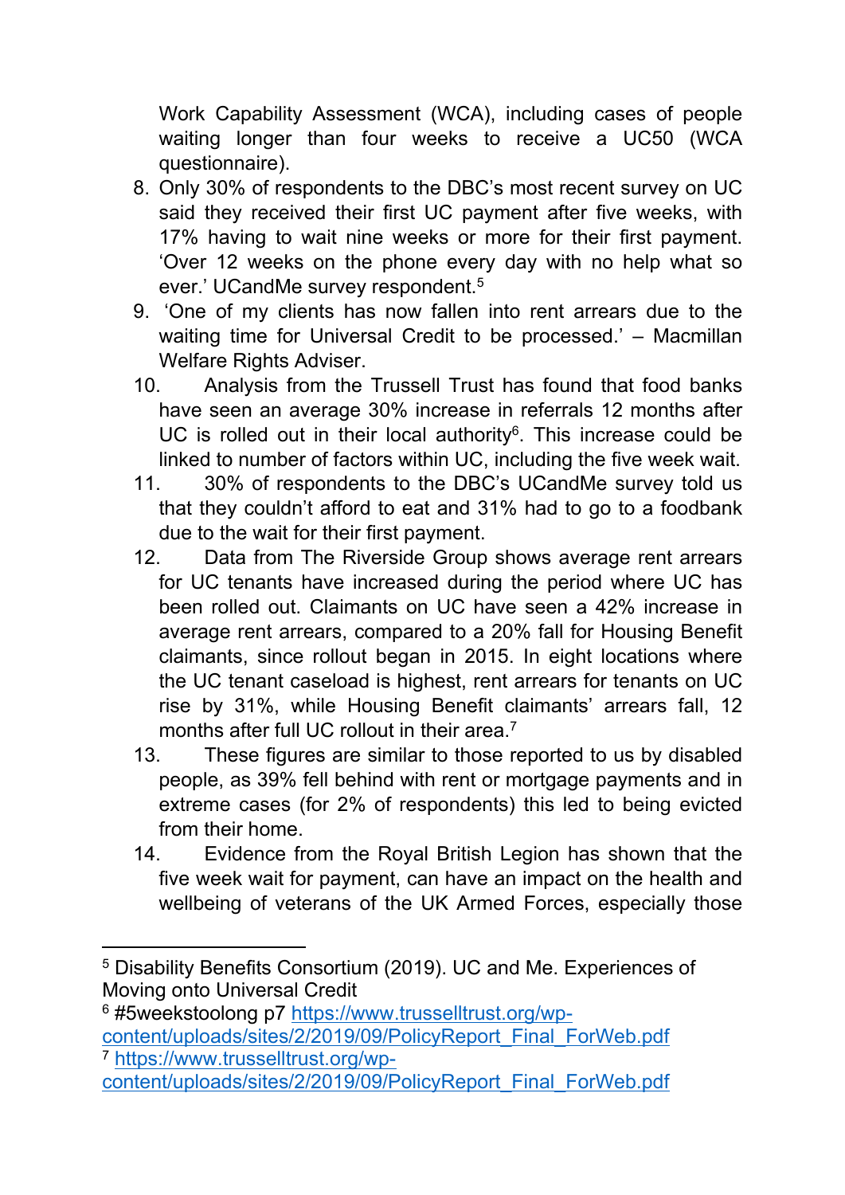Work Capability Assessment (WCA), including cases of people waiting longer than four weeks to receive a UC50 (WCA questionnaire).

8. Only 30% of respondents to the DBC's most recent survey on UC said they received their first UC payment after five weeks, with 17% having to wait nine weeks or more for their first payment. 'Over 12 weeks on the phone every day with no help what so ever.' UCandMe survey respondent.[5]
9. 'One of my clients has now fallen into rent arrears due to the waiting time for Universal Credit to be processed.' – Macmillan Welfare Rights Adviser.
10. Analysis from the Trussell Trust has found that food banks have seen an average 30% increase in referrals 12 months after UC is rolled out in their local authority[6]. This increase could be linked to number of factors within UC, including the five week wait.
11. 30% of respondents to the DBC's UCandMe survey told us that they couldn't afford to eat and 31% had to go to a foodbank due to the wait for their first payment.
12. Data from The Riverside Group shows average rent arrears for UC tenants have increased during the period where UC has been rolled out. Claimants on UC have seen a 42% increase in average rent arrears, compared to a 20% fall for Housing Benefit claimants, since rollout began in 2015. In eight locations where the UC tenant caseload is highest, rent arrears for tenants on UC rise by 31%, while Housing Benefit claimants' arrears fall, 12 months after full UC rollout in their area.[7]
13. These figures are similar to those reported to us by disabled people, as 39% fell behind with rent or mortgage payments and in extreme cases (for 2% of respondents) this led to being evicted from their home.
14. Evidence from the Royal British Legion has shown that the five week wait for payment, can have an impact on the health and wellbeing of veterans of the UK Armed Forces, especially those

---

[5] Disability Benefits Consortium (2019). UC and Me. Experiences of Moving onto Universal Credit

[6] #5weekstoolong p7 https://www.trusselltrust.org/wp-content/uploads/sites/2/2019/09/PolicyReport_Final_ForWeb.pdf

[7] https://www.trusselltrust.org/wp-content/uploads/sites/2/2019/09/PolicyReport_Final_ForWeb.pdf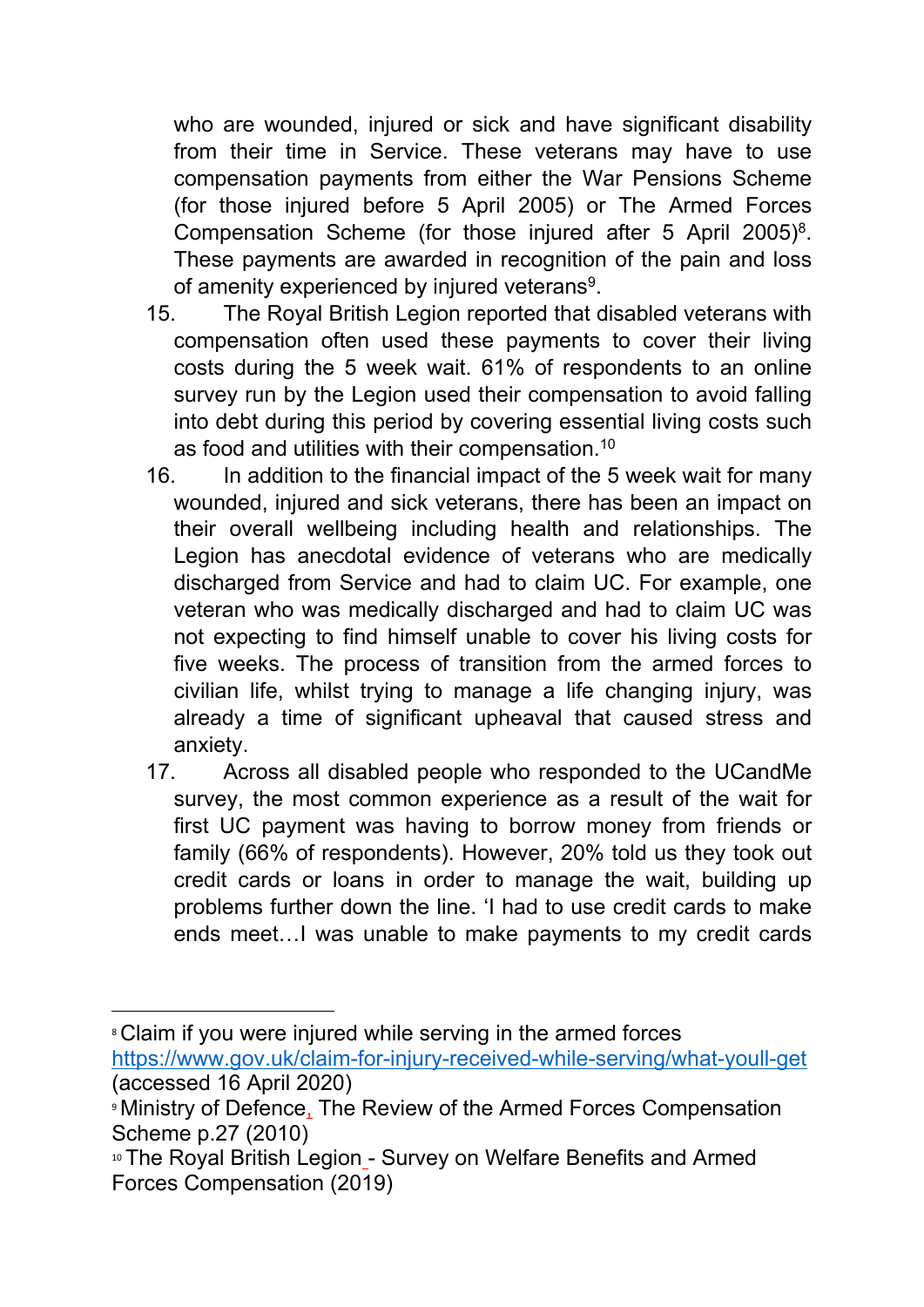who are wounded, injured or sick and have significant disability from their time in Service. These veterans may have to use compensation payments from either the War Pensions Scheme (for those injured before 5 April 2005) or The Armed Forces Compensation Scheme (for those injured after 5 April 2005)[8]. These payments are awarded in recognition of the pain and loss of amenity experienced by injured veterans[9].

15. The Royal British Legion reported that disabled veterans with compensation often used these payments to cover their living costs during the 5 week wait. 61% of respondents to an online survey run by the Legion used their compensation to avoid falling into debt during this period by covering essential living costs such as food and utilities with their compensation.[10]

16. In addition to the financial impact of the 5 week wait for many wounded, injured and sick veterans, there has been an impact on their overall wellbeing including health and relationships. The Legion has anecdotal evidence of veterans who are medically discharged from Service and had to claim UC. For example, one veteran who was medically discharged and had to claim UC was not expecting to find himself unable to cover his living costs for five weeks. The process of transition from the armed forces to civilian life, whilst trying to manage a life changing injury, was already a time of significant upheaval that caused stress and anxiety.

17. Across all disabled people who responded to the UCandMe survey, the most common experience as a result of the wait for first UC payment was having to borrow money from friends or family (66% of respondents). However, 20% told us they took out credit cards or loans in order to manage the wait, building up problems further down the line. 'I had to use credit cards to make ends meet…I was unable to make payments to my credit cards

---

[8] Claim if you were injured while serving in the armed forces https://www.gov.uk/claim-for-injury-received-while-serving/what-youll-get (accessed 16 April 2020)

[9] Ministry of Defence, The Review of the Armed Forces Compensation Scheme p.27 (2010)

[10] The Royal British Legion - Survey on Welfare Benefits and Armed Forces Compensation (2019)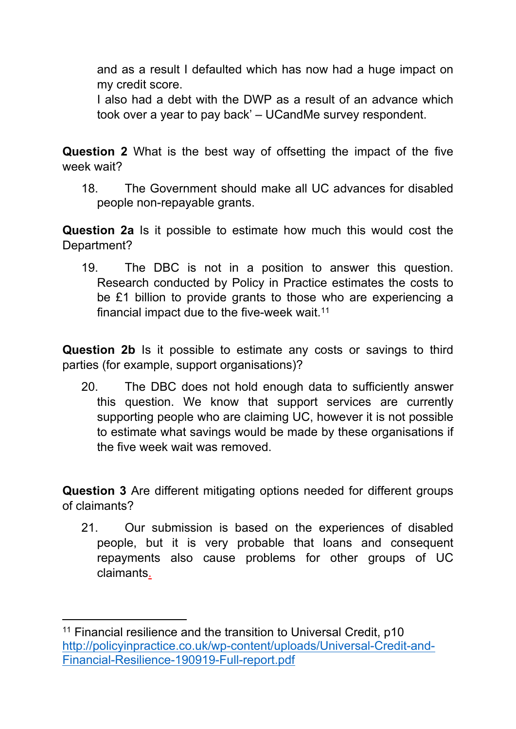and as a result I defaulted which has now had a huge impact on my credit score.
I also had a debt with the DWP as a result of an advance which took over a year to pay back' – UCandMe survey respondent.

**Question 2** What is the best way of offsetting the impact of the five week wait?

18. The Government should make all UC advances for disabled people non-repayable grants.

**Question 2a** Is it possible to estimate how much this would cost the Department?

19. The DBC is not in a position to answer this question. Research conducted by Policy in Practice estimates the costs to be £1 billion to provide grants to those who are experiencing a financial impact due to the five-week wait.[11]

**Question 2b** Is it possible to estimate any costs or savings to third parties (for example, support organisations)?

20. The DBC does not hold enough data to sufficiently answer this question. We know that support services are currently supporting people who are claiming UC, however it is not possible to estimate what savings would be made by these organisations if the five week wait was removed.

**Question 3** Are different mitigating options needed for different groups of claimants?

21. Our submission is based on the experiences of disabled people, but it is very probable that loans and consequent repayments also cause problems for other groups of UC claimants.

---

[11] Financial resilience and the transition to Universal Credit, p10 http://policyinpractice.co.uk/wp-content/uploads/Universal-Credit-and-Financial-Resilience-190919-Full-report.pdf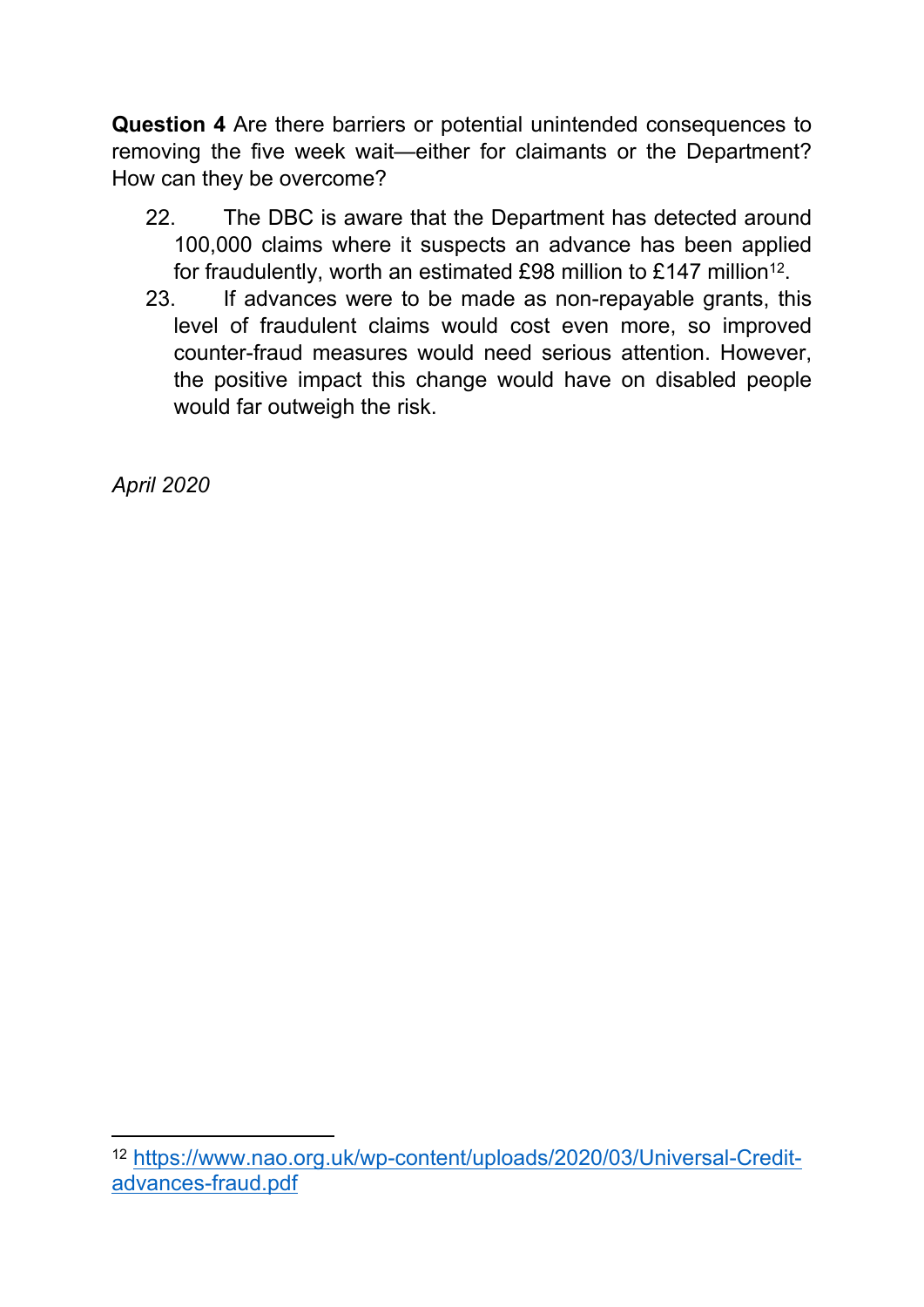**Question 4** Are there barriers or potential unintended consequences to removing the five week wait—either for claimants or the Department? How can they be overcome?

22. The DBC is aware that the Department has detected around 100,000 claims where it suspects an advance has been applied for fraudulently, worth an estimated £98 million to £147 million[12].
23. If advances were to be made as non-repayable grants, this level of fraudulent claims would cost even more, so improved counter-fraud measures would need serious attention. However, the positive impact this change would have on disabled people would far outweigh the risk.

*April 2020*

[12] https://www.nao.org.uk/wp-content/uploads/2020/03/Universal-Credit-advances-fraud.pdf